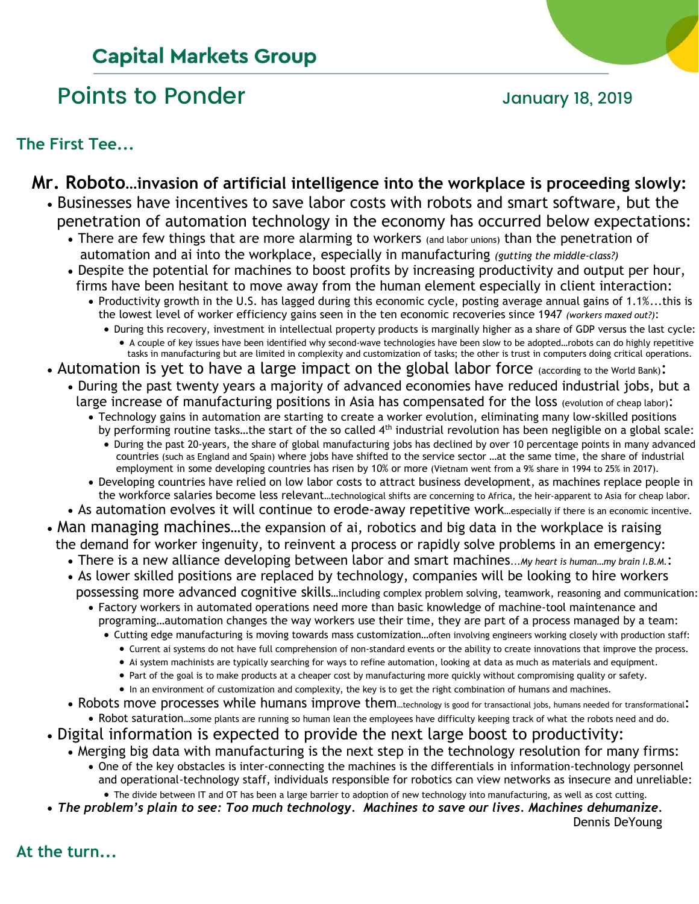## Capital Markets Group

# Points to Ponder

January 18, 2019

### The First Tee...

**Mr. Roboto…invasion of artificial intelligence into the workplace is proceeding slowly:**

- Businesses have incentives to save labor costs with robots and smart software, but the penetration of automation technology in the economy has occurred below expectations:
  - There are few things that are more alarming to workers (and labor unions) than the penetration of automation and ai into the workplace, especially in manufacturing *(gutting the middle-class?)*
  - Despite the potential for machines to boost profits by increasing productivity and output per hour, firms have been hesitant to move away from the human element especially in client interaction:
    - Productivity growth in the U.S. has lagged during this economic cycle, posting average annual gains of 1.1%...this is the lowest level of worker efficiency gains seen in the ten economic recoveries since 1947 *(workers maxed out?)*:
      - During this recovery, investment in intellectual property products is marginally higher as a share of GDP versus the last cycle:
        - A couple of key issues have been identified why second-wave technologies have been slow to be adopted…robots can do highly repetitive tasks in manufacturing but are limited in complexity and customization of tasks; the other is trust in computers doing critical operations.
- Automation is yet to have a large impact on the global labor force (according to the World Bank):
  - During the past twenty years a majority of advanced economies have reduced industrial jobs, but a large increase of manufacturing positions in Asia has compensated for the loss (evolution of cheap labor):
    - Technology gains in automation are starting to create a worker evolution, eliminating many low-skilled positions by performing routine tasks…the start of the so called 4th industrial revolution has been negligible on a global scale:
      - During the past 20-years, the share of global manufacturing jobs has declined by over 10 percentage points in many advanced countries (such as England and Spain) where jobs have shifted to the service sector …at the same time, the share of industrial employment in some developing countries has risen by 10% or more (Vietnam went from a 9% share in 1994 to 25% in 2017).
    - Developing countries have relied on low labor costs to attract business development, as machines replace people in the workforce salaries become less relevant…technological shifts are concerning to Africa, the heir-apparent to Asia for cheap labor.
  - As automation evolves it will continue to erode-away repetitive work…especially if there is an economic incentive.
- Man managing machines…the expansion of ai, robotics and big data in the workplace is raising the demand for worker ingenuity, to reinvent a process or rapidly solve problems in an emergency:
  - There is a new alliance developing between labor and smart machines…*My heart is human…my brain I.B.M.*:
  - As lower skilled positions are replaced by technology, companies will be looking to hire workers possessing more advanced cognitive skills…including complex problem solving, teamwork, reasoning and communication:
    - Factory workers in automated operations need more than basic knowledge of machine-tool maintenance and programing…automation changes the way workers use their time, they are part of a process managed by a team:
      - Cutting edge manufacturing is moving towards mass customization…often involving engineers working closely with production staff:
        - Current ai systems do not have full comprehension of non-standard events or the ability to create innovations that improve the process.
        - Ai system machinists are typically searching for ways to refine automation, looking at data as much as materials and equipment.
        - Part of the goal is to make products at a cheaper cost by manufacturing more quickly without compromising quality or safety.
        - In an environment of customization and complexity, the key is to get the right combination of humans and machines.
  - Robots move processes while humans improve them…technology is good for transactional jobs, humans needed for transformational:
    - Robot saturation…some plants are running so human lean the employees have difficulty keeping track of what the robots need and do.
- Digital information is expected to provide the next large boost to productivity:
  - Merging big data with manufacturing is the next step in the technology resolution for many firms:
    - One of the key obstacles is inter-connecting the machines is the differentials in information-technology personnel and operational-technology staff, individuals responsible for robotics can view networks as insecure and unreliable:
      - The divide between IT and OT has been a large barrier to adoption of new technology into manufacturing, as well as cost cutting.
- ***The problem's plain to see: Too much technology. Machines to save our lives. Machines dehumanize.***

Dennis DeYoung

### At the turn...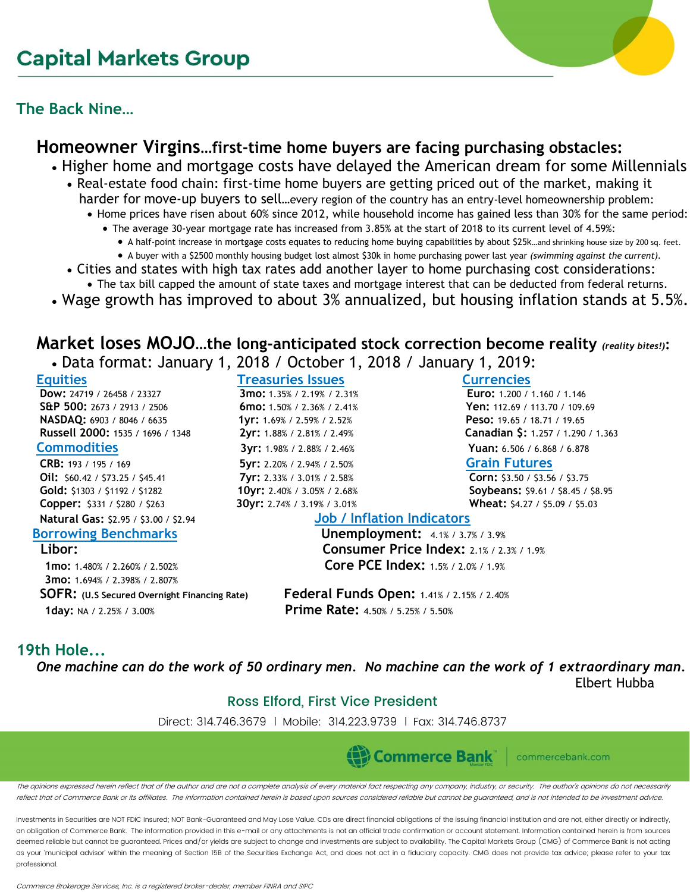# Capital Markets Group

## The Back Nine…

### Homeowner Virgins…first-time home buyers are facing purchasing obstacles:

- Higher home and mortgage costs have delayed the American dream for some Millennials
  - Real-estate food chain: first-time home buyers are getting priced out of the market, making it harder for move-up buyers to sell…every region of the country has an entry-level homeownership problem:
    - Home prices have risen about 60% since 2012, while household income has gained less than 30% for the same period:
      - The average 30-year mortgage rate has increased from 3.85% at the start of 2018 to its current level of 4.59%:
        - A half-point increase in mortgage costs equates to reducing home buying capabilities by about $25k…and shrinking house size by 200 sq. feet.
        - A buyer with a $2500 monthly housing budget lost almost $30k in home purchasing power last year *(swimming against the current)*.
  - Cities and states with high tax rates add another layer to home purchasing cost considerations:
    - The tax bill capped the amount of state taxes and mortgage interest that can be deducted from federal returns.
- Wage growth has improved to about 3% annualized, but housing inflation stands at 5.5%.

### Market loses MOJO…the long-anticipated stock correction become reality *(reality bites!)*:

- Data format: January 1, 2018 / October 1, 2018 / January 1, 2019:

**Equities**

**Dow:** 24719 / 26458 / 23327
**S&P 500:** 2673 / 2913 / 2506
**NASDAQ:** 6903 / 8046 / 6635
**Russell 2000:** 1535 / 1696 / 1348

**Commodities**

**CRB:** 193 / 195 / 169
**Oil:** $60.42 / $73.25 / $45.41
**Gold:** $1303 / $1192 / $1282
**Copper:** $331 / $280 / $263
**Natural Gas:** $2.95 / $3.00 / $2.94

**Treasuries Issues**

**3mo:** 1.35% / 2.19% / 2.31%
**6mo:** 1.50% / 2.36% / 2.41%
**1yr:** 1.69% / 2.59% / 2.52%
**2yr:** 1.88% / 2.81% / 2.49%
**3yr:** 1.98% / 2.88% / 2.46%
**5yr:** 2.20% / 2.94% / 2.50%
**7yr:** 2.33% / 3.01% / 2.58%
**10yr:** 2.40% / 3.05% / 2.68%
**30yr:** 2.74% / 3.19% / 3.01%

**Currencies**

**Euro:** 1.200 / 1.160 / 1.146
**Yen:** 112.69 / 113.70 / 109.69
**Peso:** 19.65 / 18.71 / 19.65
**Canadian $:** 1.257 / 1.290 / 1.363
**Yuan:** 6.506 / 6.868 / 6.878

**Grain Futures**

**Corn:** $3.50 / $3.56 / $3.75
**Soybeans:** $9.61 / $8.45 / $8.95
**Wheat:** $4.27 / $5.09 / $5.03

**Borrowing Benchmarks**

**Libor:**
**1mo:** 1.480% / 2.260% / 2.502%
**3mo:** 1.694% / 2.398% / 2.807%

**SOFR: (U.S Secured Overnight Financing Rate)**
**1day:** NA / 2.25% / 3.00%

**Job / Inflation Indicators**

**Unemployment:** 4.1% / 3.7% / 3.9%
**Consumer Price Index:** 2.1% / 2.3% / 1.9%
**Core PCE Index:** 1.5% / 2.0% / 1.9%

**Federal Funds Open:** 1.41% / 2.15% / 2.40%
**Prime Rate:** 4.50% / 5.25% / 5.50%

## 19th Hole...

***One machine can do the work of 50 ordinary men. No machine can the work of 1 extraordinary man.***

Elbert Hubba

Ross Elford, First Vice President

Direct: 314.746.3679 | Mobile: 314.223.9739 | Fax: 314.746.8737

Commerce Bank | commercebank.com

*The opinions expressed herein reflect that of the author and are not a complete analysis of every material fact respecting any company, industry, or security. The author's opinions do not necessarily reflect that of Commerce Bank or its affiliates. The information contained herein is based upon sources considered reliable but cannot be guaranteed, and is not intended to be investment advice.*

Investments in Securities are NOT FDIC Insured; NOT Bank-Guaranteed and May Lose Value. CDs are direct financial obligations of the issuing financial institution and are not, either directly or indirectly, an obligation of Commerce Bank. The information provided in this e-mail or any attachments is not an official trade confirmation or account statement. Information contained herein is from sources deemed reliable but cannot be guaranteed. Prices and/or yields are subject to change and investments are subject to availability. The Capital Markets Group (CMG) of Commerce Bank is not acting as your 'municipal advisor' within the meaning of Section 15B of the Securities Exchange Act, and does not act in a fiduciary capacity. CMG does not provide tax advice; please refer to your tax professional.

*Commerce Brokerage Services, Inc. is a registered broker-dealer, member FINRA and SIPC*